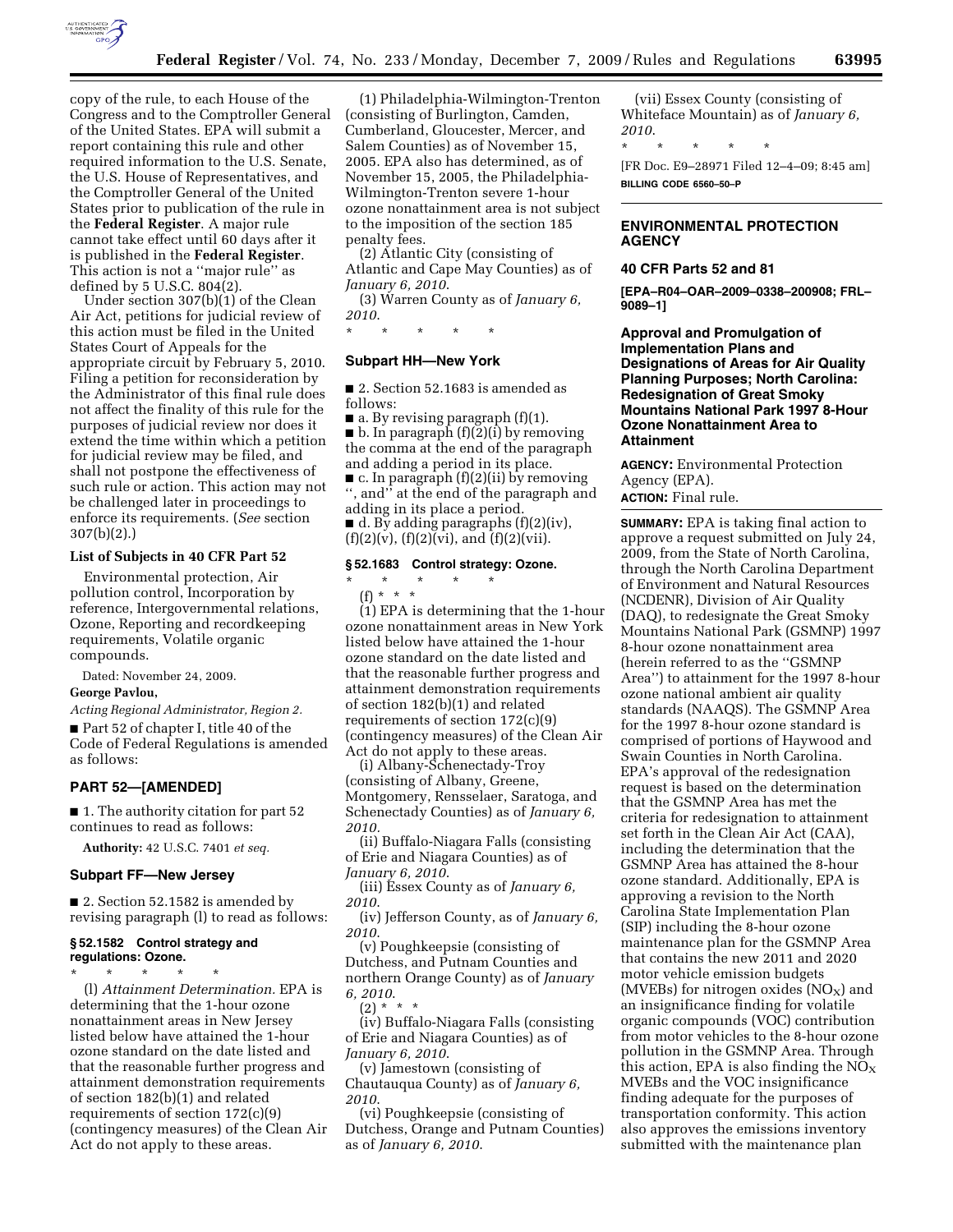copy of the rule, to each House of the Congress and to the Comptroller General of the United States. EPA will submit a report containing this rule and other required information to the U.S. Senate, the U.S. House of Representatives, and the Comptroller General of the United States prior to publication of the rule in the **Federal Register**. A major rule cannot take effect until 60 days after it is published in the **Federal Register**. This action is not a "major rule" as defined by 5 U.S.C. 804(2).

Under section 307(b)(1) of the Clean Air Act, petitions for judicial review of this action must be filed in the United States Court of Appeals for the appropriate circuit by February 5, 2010. Filing a petition for reconsideration by the Administrator of this final rule does not affect the finality of this rule for the purposes of judicial review nor does it extend the time within which a petition for judicial review may be filed, and shall not postpone the effectiveness of such rule or action. This action may not be challenged later in proceedings to enforce its requirements. (*See* section 307(b)(2).)

### List of Subjects in 40 CFR Part 52

Environmental protection, Air pollution control, Incorporation by reference, Intergovernmental relations, Ozone, Reporting and recordkeeping requirements, Volatile organic compounds.

Dated: November 24, 2009.

**George Pavlou,**

*Acting Regional Administrator, Region 2.*

■ Part 52 of chapter I, title 40 of the Code of Federal Regulations is amended as follows:

## PART 52—[AMENDED]

■ 1. The authority citation for part 52 continues to read as follows:

**Authority:** 42 U.S.C. 7401 *et seq.*

### Subpart FF—New Jersey

■ 2. Section 52.1582 is amended by revising paragraph (l) to read as follows:

#### § 52.1582 Control strategy and regulations: Ozone.

\* \* \* \* \*

(l) *Attainment Determination.* EPA is determining that the 1-hour ozone nonattainment areas in New Jersey listed below have attained the 1-hour ozone standard on the date listed and that the reasonable further progress and attainment demonstration requirements of section 182(b)(1) and related requirements of section 172(c)(9) (contingency measures) of the Clean Air Act do not apply to these areas.

(1) Philadelphia-Wilmington-Trenton (consisting of Burlington, Camden, Cumberland, Gloucester, Mercer, and Salem Counties) as of November 15, 2005. EPA also has determined, as of November 15, 2005, the Philadelphia-Wilmington-Trenton severe 1-hour ozone nonattainment area is not subject to the imposition of the section 185 penalty fees.

(2) Atlantic City (consisting of Atlantic and Cape May Counties) as of *January 6, 2010.*

(3) Warren County as of *January 6, 2010.*

\* \* \* \* \*

### Subpart HH—New York

■ 2. Section 52.1683 is amended as follows:

■ a. By revising paragraph (f)(1).

■ b. In paragraph (f)(2)(i) by removing the comma at the end of the paragraph and adding a period in its place.

■ c. In paragraph (f)(2)(ii) by removing ", and" at the end of the paragraph and adding in its place a period.

■ d. By adding paragraphs (f)(2)(iv), (f)(2)(v), (f)(2)(vi), and (f)(2)(vii).

#### § 52.1683 Control strategy: Ozone.

\* \* \* \* \*

(f) \* \* \*

(1) EPA is determining that the 1-hour ozone nonattainment areas in New York listed below have attained the 1-hour ozone standard on the date listed and that the reasonable further progress and attainment demonstration requirements of section 182(b)(1) and related requirements of section 172(c)(9) (contingency measures) of the Clean Air Act do not apply to these areas.

(i) Albany-Schenectady-Troy (consisting of Albany, Greene, Montgomery, Rensselaer, Saratoga, and Schenectady Counties) as of *January 6, 2010.*

(ii) Buffalo-Niagara Falls (consisting of Erie and Niagara Counties) as of *January 6, 2010.*

(iii) Essex County as of *January 6, 2010.*

(iv) Jefferson County, as of *January 6, 2010.*

(v) Poughkeepsie (consisting of Dutchess, and Putnam Counties and northern Orange County) as of *January 6, 2010.*

(2) \* \* \*

(iv) Buffalo-Niagara Falls (consisting of Erie and Niagara Counties) as of *January 6, 2010.*

(v) Jamestown (consisting of Chautauqua County) as of *January 6, 2010.*

(vi) Poughkeepsie (consisting of Dutchess, Orange and Putnam Counties) as of *January 6, 2010.*

(vii) Essex County (consisting of Whiteface Mountain) as of *January 6, 2010.*

\* \* \* \* \*

[FR Doc. E9–28971 Filed 12–4–09; 8:45 am]

**BILLING CODE 6560–50–P**

## ENVIRONMENTAL PROTECTION AGENCY

### 40 CFR Parts 52 and 81

**[EPA–R04–OAR–2009–0338–200908; FRL–9089–1]**

## Approval and Promulgation of Implementation Plans and Designations of Areas for Air Quality Planning Purposes; North Carolina: Redesignation of Great Smoky Mountains National Park 1997 8-Hour Ozone Nonattainment Area to Attainment

**AGENCY:** Environmental Protection Agency (EPA).

**ACTION:** Final rule.

**SUMMARY:** EPA is taking final action to approve a request submitted on July 24, 2009, from the State of North Carolina, through the North Carolina Department of Environment and Natural Resources (NCDENR), Division of Air Quality (DAQ), to redesignate the Great Smoky Mountains National Park (GSMNP) 1997 8-hour ozone nonattainment area (herein referred to as the "GSMNP Area") to attainment for the 1997 8-hour ozone national ambient air quality standards (NAAQS). The GSMNP Area for the 1997 8-hour ozone standard is comprised of portions of Haywood and Swain Counties in North Carolina. EPA's approval of the redesignation request is based on the determination that the GSMNP Area has met the criteria for redesignation to attainment set forth in the Clean Air Act (CAA), including the determination that the GSMNP Area has attained the 8-hour ozone standard. Additionally, EPA is approving a revision to the North Carolina State Implementation Plan (SIP) including the 8-hour ozone maintenance plan for the GSMNP Area that contains the new 2011 and 2020 motor vehicle emission budgets (MVEBs) for nitrogen oxides ($NO_X$) and an insignificance finding for volatile organic compounds (VOC) contribution from motor vehicles to the 8-hour ozone pollution in the GSMNP Area. Through this action, EPA is also finding the $NO_X$ MVEBs and the VOC insignificance finding adequate for the purposes of transportation conformity. This action also approves the emissions inventory submitted with the maintenance plan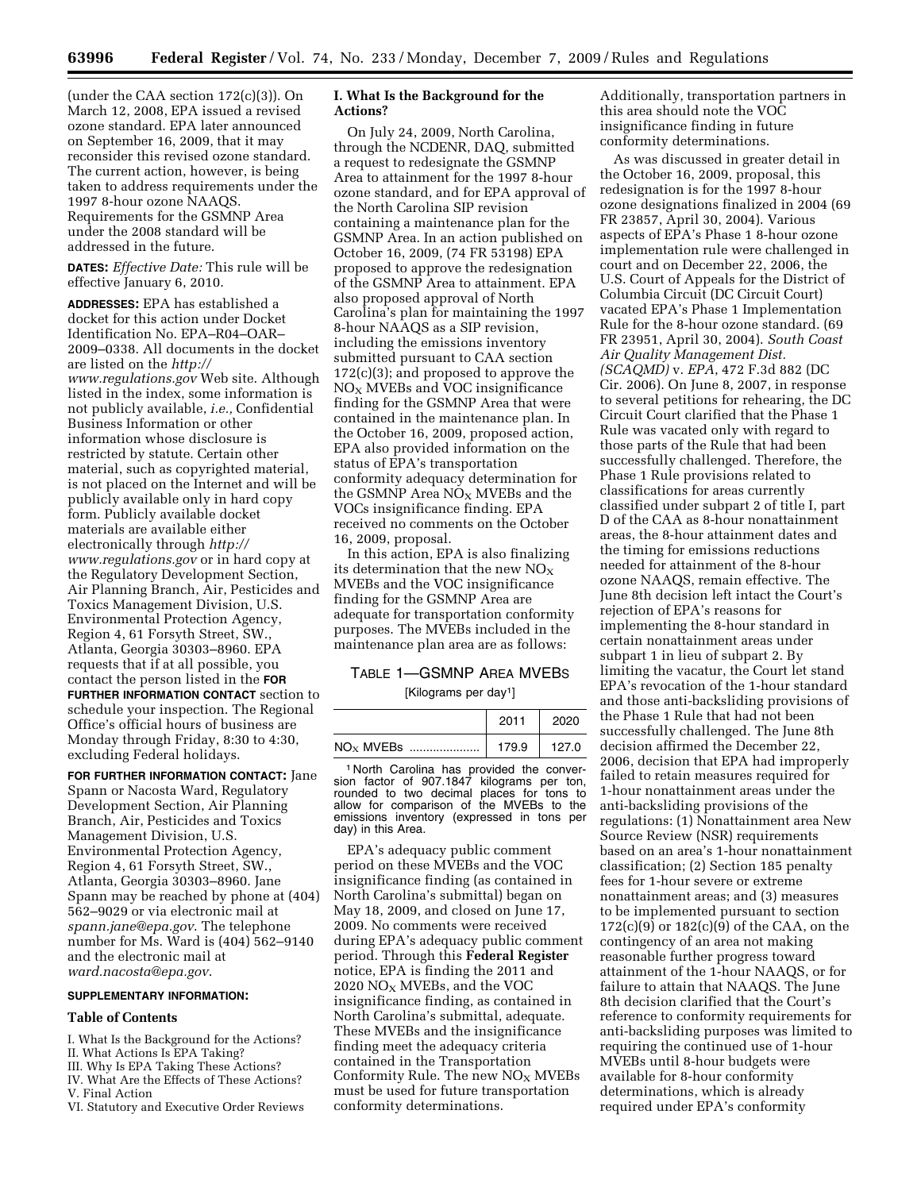(under the CAA section 172(c)(3)). On March 12, 2008, EPA issued a revised ozone standard. EPA later announced on September 16, 2009, that it may reconsider this revised ozone standard. The current action, however, is being taken to address requirements under the 1997 8-hour ozone NAAQS. Requirements for the GSMNP Area under the 2008 standard will be addressed in the future.

**DATES:** *Effective Date:* This rule will be effective January 6, 2010.

**ADDRESSES:** EPA has established a docket for this action under Docket Identification No. EPA–R04–OAR–2009–0338. All documents in the docket are listed on the *http://www.regulations.gov* Web site. Although listed in the index, some information is not publicly available, *i.e.,* Confidential Business Information or other information whose disclosure is restricted by statute. Certain other material, such as copyrighted material, is not placed on the Internet and will be publicly available only in hard copy form. Publicly available docket materials are available either electronically through *http://www.regulations.gov* or in hard copy at the Regulatory Development Section, Air Planning Branch, Air, Pesticides and Toxics Management Division, U.S. Environmental Protection Agency, Region 4, 61 Forsyth Street, SW., Atlanta, Georgia 30303–8960. EPA requests that if at all possible, you contact the person listed in the **FOR FURTHER INFORMATION CONTACT** section to schedule your inspection. The Regional Office's official hours of business are Monday through Friday, 8:30 to 4:30, excluding Federal holidays.

**FOR FURTHER INFORMATION CONTACT:** Jane Spann or Nacosta Ward, Regulatory Development Section, Air Planning Branch, Air, Pesticides and Toxics Management Division, U.S. Environmental Protection Agency, Region 4, 61 Forsyth Street, SW., Atlanta, Georgia 30303–8960. Jane Spann may be reached by phone at (404) 562–9029 or via electronic mail at *spann.jane@epa.gov*. The telephone number for Ms. Ward is (404) 562–9140 and the electronic mail at *ward.nacosta@epa.gov*.

**SUPPLEMENTARY INFORMATION:**

**Table of Contents**

I. What Is the Background for the Actions?
II. What Actions Is EPA Taking?
III. Why Is EPA Taking These Actions?
IV. What Are the Effects of These Actions?
V. Final Action
VI. Statutory and Executive Order Reviews

## I. What Is the Background for the Actions?

On July 24, 2009, North Carolina, through the NCDENR, DAQ, submitted a request to redesignate the GSMNP Area to attainment for the 1997 8-hour ozone standard, and for EPA approval of the North Carolina SIP revision containing a maintenance plan for the GSMNP Area. In an action published on October 16, 2009, (74 FR 53198) EPA proposed to approve the redesignation of the GSMNP Area to attainment. EPA also proposed approval of North Carolina's plan for maintaining the 1997 8-hour NAAQS as a SIP revision, including the emissions inventory submitted pursuant to CAA section 172(c)(3); and proposed to approve the $NO_X$ MVEBs and VOC insignificance finding for the GSMNP Area that were contained in the maintenance plan. In the October 16, 2009, proposed action, EPA also provided information on the status of EPA's transportation conformity adequacy determination for the GSMNP Area $NO_X$ MVEBs and the VOCs insignificance finding. EPA received no comments on the October 16, 2009, proposal.

In this action, EPA is also finalizing its determination that the new $NO_X$ MVEBs and the VOC insignificance finding for the GSMNP Area are adequate for transportation conformity purposes. The MVEBs included in the maintenance plan area are as follows:

TABLE 1—GSMNP AREA MVEBS

[Kilograms per day[1]]

| | 2011 | 2020 |
|---|---|---|
| $NO_X$ MVEBs ..................... | 179.9 | 127.0 |

[1] North Carolina has provided the conversion factor of 907.1847 kilograms per ton, rounded to two decimal places for tons to allow for comparison of the MVEBs to the emissions inventory (expressed in tons per day) in this Area.

EPA's adequacy public comment period on these MVEBs and the VOC insignificance finding (as contained in North Carolina's submittal) began on May 18, 2009, and closed on June 17, 2009. No comments were received during EPA's adequacy public comment period. Through this **Federal Register** notice, EPA is finding the 2011 and 2020 $NO_X$ MVEBs, and the VOC insignificance finding, as contained in North Carolina's submittal, adequate. These MVEBs and the insignificance finding meet the adequacy criteria contained in the Transportation Conformity Rule. The new $NO_X$ MVEBs must be used for future transportation conformity determinations.

Additionally, transportation partners in this area should note the VOC insignificance finding in future conformity determinations.

As was discussed in greater detail in the October 16, 2009, proposal, this redesignation is for the 1997 8-hour ozone designations finalized in 2004 (69 FR 23857, April 30, 2004). Various aspects of EPA's Phase 1 8-hour ozone implementation rule were challenged in court and on December 22, 2006, the U.S. Court of Appeals for the District of Columbia Circuit (DC Circuit Court) vacated EPA's Phase 1 Implementation Rule for the 8-hour ozone standard. (69 FR 23951, April 30, 2004). *South Coast Air Quality Management Dist. (SCAQMD)* v. *EPA*, 472 F.3d 882 (DC Cir. 2006). On June 8, 2007, in response to several petitions for rehearing, the DC Circuit Court clarified that the Phase 1 Rule was vacated only with regard to those parts of the Rule that had been successfully challenged. Therefore, the Phase 1 Rule provisions related to classifications for areas currently classified under subpart 2 of title I, part D of the CAA as 8-hour nonattainment areas, the 8-hour attainment dates and the timing for emissions reductions needed for attainment of the 8-hour ozone NAAQS, remain effective. The June 8th decision left intact the Court's rejection of EPA's reasons for implementing the 8-hour standard in certain nonattainment areas under subpart 1 in lieu of subpart 2. By limiting the vacatur, the Court let stand EPA's revocation of the 1-hour standard and those anti-backsliding provisions of the Phase 1 Rule that had not been successfully challenged. The June 8th decision affirmed the December 22, 2006, decision that EPA had improperly failed to retain measures required for 1-hour nonattainment areas under the anti-backsliding provisions of the regulations: (1) Nonattainment area New Source Review (NSR) requirements based on an area's 1-hour nonattainment classification; (2) Section 185 penalty fees for 1-hour severe or extreme nonattainment areas; and (3) measures to be implemented pursuant to section 172(c)(9) or 182(c)(9) of the CAA, on the contingency of an area not making reasonable further progress toward attainment of the 1-hour NAAQS, or for failure to attain that NAAQS. The June 8th decision clarified that the Court's reference to conformity requirements for anti-backsliding purposes was limited to requiring the continued use of 1-hour MVEBs until 8-hour budgets were available for 8-hour conformity determinations, which is already required under EPA's conformity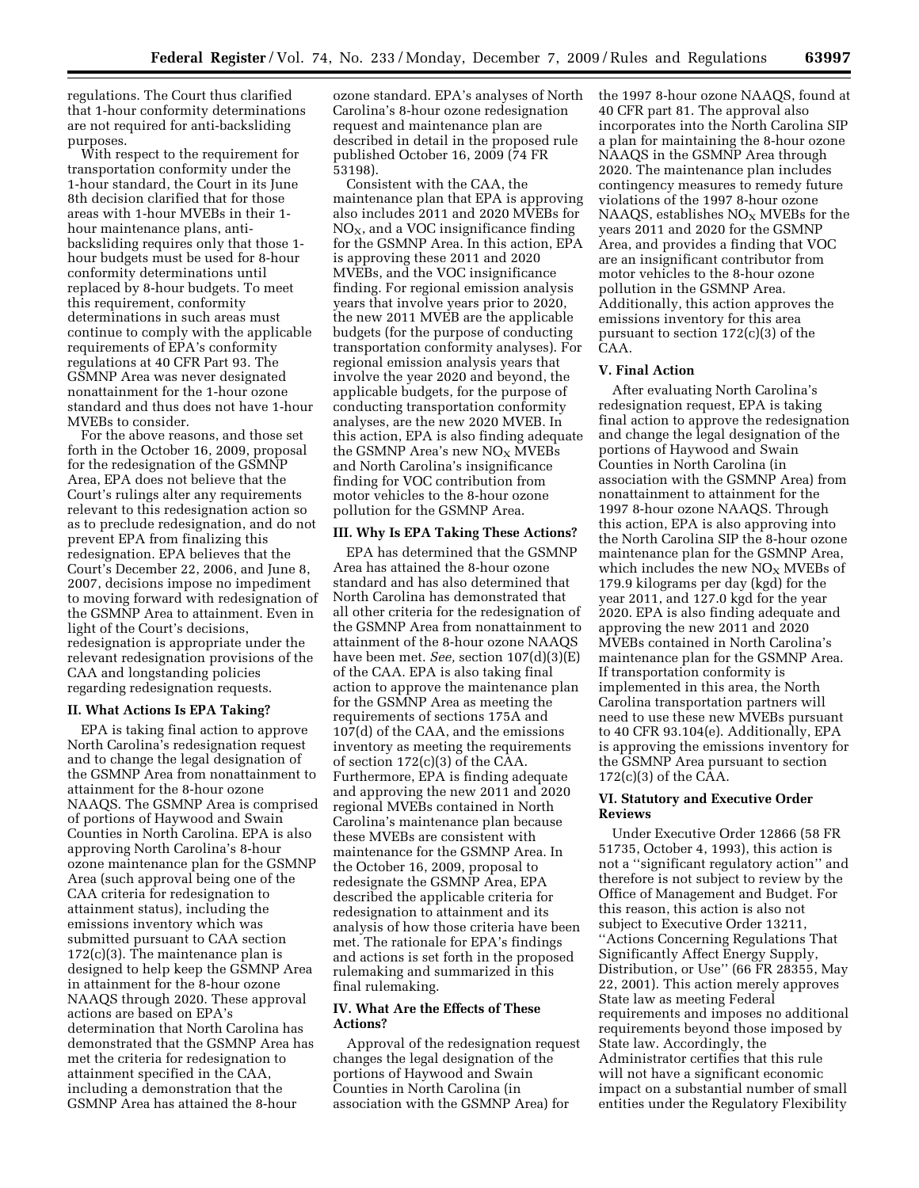regulations. The Court thus clarified that 1-hour conformity determinations are not required for anti-backsliding purposes.

With respect to the requirement for transportation conformity under the 1-hour standard, the Court in its June 8th decision clarified that for those areas with 1-hour MVEBs in their 1-hour maintenance plans, anti-backsliding requires only that those 1-hour budgets must be used for 8-hour conformity determinations until replaced by 8-hour budgets. To meet this requirement, conformity determinations in such areas must continue to comply with the applicable requirements of EPA's conformity regulations at 40 CFR Part 93. The GSMNP Area was never designated nonattainment for the 1-hour ozone standard and thus does not have 1-hour MVEBs to consider.

For the above reasons, and those set forth in the October 16, 2009, proposal for the redesignation of the GSMNP Area, EPA does not believe that the Court's rulings alter any requirements relevant to this redesignation action so as to preclude redesignation, and do not prevent EPA from finalizing this redesignation. EPA believes that the Court's December 22, 2006, and June 8, 2007, decisions impose no impediment to moving forward with redesignation of the GSMNP Area to attainment. Even in light of the Court's decisions, redesignation is appropriate under the relevant redesignation provisions of the CAA and longstanding policies regarding redesignation requests.

## II. What Actions Is EPA Taking?

EPA is taking final action to approve North Carolina's redesignation request and to change the legal designation of the GSMNP Area from nonattainment to attainment for the 8-hour ozone NAAQS. The GSMNP Area is comprised of portions of Haywood and Swain Counties in North Carolina. EPA is also approving North Carolina's 8-hour ozone maintenance plan for the GSMNP Area (such approval being one of the CAA criteria for redesignation to attainment status), including the emissions inventory which was submitted pursuant to CAA section 172(c)(3). The maintenance plan is designed to help keep the GSMNP Area in attainment for the 8-hour ozone NAAQS through 2020. These approval actions are based on EPA's determination that North Carolina has demonstrated that the GSMNP Area has met the criteria for redesignation to attainment specified in the CAA, including a demonstration that the GSMNP Area has attained the 8-hour ozone standard. EPA's analyses of North Carolina's 8-hour ozone redesignation request and maintenance plan are described in detail in the proposed rule published October 16, 2009 (74 FR 53198).

Consistent with the CAA, the maintenance plan that EPA is approving also includes 2011 and 2020 MVEBs for $NO_X$, and a VOC insignificance finding for the GSMNP Area. In this action, EPA is approving these 2011 and 2020 MVEBs, and the VOC insignificance finding. For regional emission analysis years that involve years prior to 2020, the new 2011 MVEB are the applicable budgets (for the purpose of conducting transportation conformity analyses). For regional emission analysis years that involve the year 2020 and beyond, the applicable budgets, for the purpose of conducting transportation conformity analyses, are the new 2020 MVEB. In this action, EPA is also finding adequate the GSMNP Area's new $NO_X$ MVEBs and North Carolina's insignificance finding for VOC contribution from motor vehicles to the 8-hour ozone pollution for the GSMNP Area.

## III. Why Is EPA Taking These Actions?

EPA has determined that the GSMNP Area has attained the 8-hour ozone standard and has also determined that North Carolina has demonstrated that all other criteria for the redesignation of the GSMNP Area from nonattainment to attainment of the 8-hour ozone NAAQS have been met. *See,* section 107(d)(3)(E) of the CAA. EPA is also taking final action to approve the maintenance plan for the GSMNP Area as meeting the requirements of sections 175A and 107(d) of the CAA, and the emissions inventory as meeting the requirements of section 172(c)(3) of the CAA. Furthermore, EPA is finding adequate and approving the new 2011 and 2020 regional MVEBs contained in North Carolina's maintenance plan because these MVEBs are consistent with maintenance for the GSMNP Area. In the October 16, 2009, proposal to redesignate the GSMNP Area, EPA described the applicable criteria for redesignation to attainment and its analysis of how those criteria have been met. The rationale for EPA's findings and actions is set forth in the proposed rulemaking and summarized in this final rulemaking.

## IV. What Are the Effects of These Actions?

Approval of the redesignation request changes the legal designation of the portions of Haywood and Swain Counties in North Carolina (in association with the GSMNP Area) for the 1997 8-hour ozone NAAQS, found at 40 CFR part 81. The approval also incorporates into the North Carolina SIP a plan for maintaining the 8-hour ozone NAAQS in the GSMNP Area through 2020. The maintenance plan includes contingency measures to remedy future violations of the 1997 8-hour ozone NAAQS, establishes $NO_X$ MVEBs for the years 2011 and 2020 for the GSMNP Area, and provides a finding that VOC are an insignificant contributor from motor vehicles to the 8-hour ozone pollution in the GSMNP Area. Additionally, this action approves the emissions inventory for this area pursuant to section 172(c)(3) of the CAA.

## V. Final Action

After evaluating North Carolina's redesignation request, EPA is taking final action to approve the redesignation and change the legal designation of the portions of Haywood and Swain Counties in North Carolina (in association with the GSMNP Area) from nonattainment to attainment for the 1997 8-hour ozone NAAQS. Through this action, EPA is also approving into the North Carolina SIP the 8-hour ozone maintenance plan for the GSMNP Area, which includes the new $NO_X$ MVEBs of 179.9 kilograms per day (kgd) for the year 2011, and 127.0 kgd for the year 2020. EPA is also finding adequate and approving the new 2011 and 2020 MVEBs contained in North Carolina's maintenance plan for the GSMNP Area. If transportation conformity is implemented in this area, the North Carolina transportation partners will need to use these new MVEBs pursuant to 40 CFR 93.104(e). Additionally, EPA is approving the emissions inventory for the GSMNP Area pursuant to section 172(c)(3) of the CAA.

## VI. Statutory and Executive Order Reviews

Under Executive Order 12866 (58 FR 51735, October 4, 1993), this action is not a ''significant regulatory action'' and therefore is not subject to review by the Office of Management and Budget. For this reason, this action is also not subject to Executive Order 13211, ''Actions Concerning Regulations That Significantly Affect Energy Supply, Distribution, or Use'' (66 FR 28355, May 22, 2001). This action merely approves State law as meeting Federal requirements and imposes no additional requirements beyond those imposed by State law. Accordingly, the Administrator certifies that this rule will not have a significant economic impact on a substantial number of small entities under the Regulatory Flexibility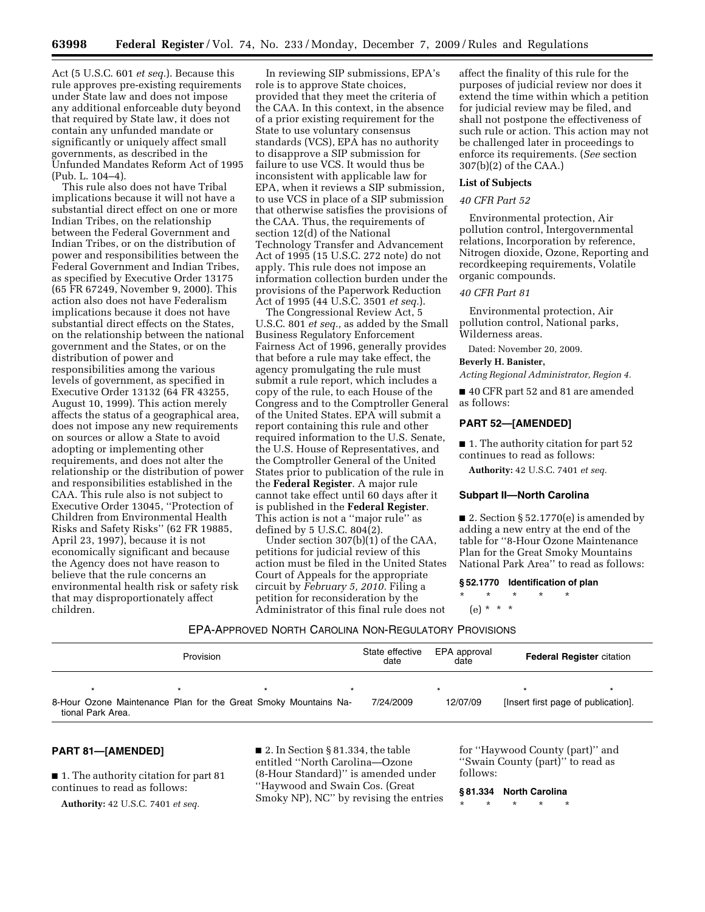Act (5 U.S.C. 601 *et seq.*). Because this rule approves pre-existing requirements under State law and does not impose any additional enforceable duty beyond that required by State law, it does not contain any unfunded mandate or significantly or uniquely affect small governments, as described in the Unfunded Mandates Reform Act of 1995 (Pub. L. 104–4).

This rule also does not have Tribal implications because it will not have a substantial direct effect on one or more Indian Tribes, on the relationship between the Federal Government and Indian Tribes, or on the distribution of power and responsibilities between the Federal Government and Indian Tribes, as specified by Executive Order 13175 (65 FR 67249, November 9, 2000). This action also does not have Federalism implications because it does not have substantial direct effects on the States, on the relationship between the national government and the States, or on the distribution of power and responsibilities among the various levels of government, as specified in Executive Order 13132 (64 FR 43255, August 10, 1999). This action merely affects the status of a geographical area, does not impose any new requirements on sources or allow a State to avoid adopting or implementing other requirements, and does not alter the relationship or the distribution of power and responsibilities established in the CAA. This rule also is not subject to Executive Order 13045, ''Protection of Children from Environmental Health Risks and Safety Risks'' (62 FR 19885, April 23, 1997), because it is not economically significant and because the Agency does not have reason to believe that the rule concerns an environmental health risk or safety risk that may disproportionately affect children.

In reviewing SIP submissions, EPA's role is to approve State choices, provided that they meet the criteria of the CAA. In this context, in the absence of a prior existing requirement for the State to use voluntary consensus standards (VCS), EPA has no authority to disapprove a SIP submission for failure to use VCS. It would thus be inconsistent with applicable law for EPA, when it reviews a SIP submission, to use VCS in place of a SIP submission that otherwise satisfies the provisions of the CAA. Thus, the requirements of section 12(d) of the National Technology Transfer and Advancement Act of 1995 (15 U.S.C. 272 note) do not apply. This rule does not impose an information collection burden under the provisions of the Paperwork Reduction Act of 1995 (44 U.S.C. 3501 *et seq.*).

The Congressional Review Act, 5 U.S.C. 801 *et seq.,* as added by the Small Business Regulatory Enforcement Fairness Act of 1996, generally provides that before a rule may take effect, the agency promulgating the rule must submit a rule report, which includes a copy of the rule, to each House of the Congress and to the Comptroller General of the United States. EPA will submit a report containing this rule and other required information to the U.S. Senate, the U.S. House of Representatives, and the Comptroller General of the United States prior to publication of the rule in the **Federal Register**. A major rule cannot take effect until 60 days after it is published in the **Federal Register**. This action is not a ''major rule'' as defined by 5 U.S.C. 804(2).

Under section 307(b)(1) of the CAA, petitions for judicial review of this action must be filed in the United States Court of Appeals for the appropriate circuit by *February 5, 2010*. Filing a petition for reconsideration by the Administrator of this final rule does not affect the finality of this rule for the purposes of judicial review nor does it extend the time within which a petition for judicial review may be filed, and shall not postpone the effectiveness of such rule or action. This action may not be challenged later in proceedings to enforce its requirements. (*See* section 307(b)(2) of the CAA.)

**List of Subjects**

*40 CFR Part 52*

Environmental protection, Air pollution control, Intergovernmental relations, Incorporation by reference, Nitrogen dioxide, Ozone, Reporting and recordkeeping requirements, Volatile organic compounds.

*40 CFR Part 81*

Environmental protection, Air pollution control, National parks, Wilderness areas.

Dated: November 20, 2009.

**Beverly H. Banister,**

*Acting Regional Administrator, Region 4.*

■ 40 CFR part 52 and 81 are amended as follows:

## PART 52—[AMENDED]

■ 1. The authority citation for part 52 continues to read as follows:

**Authority:** 42 U.S.C. 7401 *et seq.*

### Subpart II—North Carolina

■ 2. Section § 52.1770(e) is amended by adding a new entry at the end of the table for ''8-Hour Ozone Maintenance Plan for the Great Smoky Mountains National Park Area'' to read as follows:

**§ 52.1770 Identification of plan**

\* \* \* \* \*

(e) \* \* \*

EPA-APPROVED NORTH CAROLINA NON-REGULATORY PROVISIONS

| Provision | State effective date | EPA approval date | **Federal Register** citation |
|---|---|---|---|
| \* \* \* \* | | \* | \* \* |
| 8-Hour Ozone Maintenance Plan for the Great Smoky Mountains National Park Area. | 7/24/2009 | 12/07/09 | [Insert first page of publication]. |

## PART 81—[AMENDED]

■ 1. The authority citation for part 81 continues to read as follows:

**Authority:** 42 U.S.C. 7401 *et seq.*

■ 2. In Section § 81.334, the table entitled ''North Carolina—Ozone (8-Hour Standard)'' is amended under ''Haywood and Swain Cos. (Great Smoky NP), NC'' by revising the entries for ''Haywood County (part)'' and ''Swain County (part)'' to read as follows:

**§ 81.334 North Carolina**

\* \* \* \* \*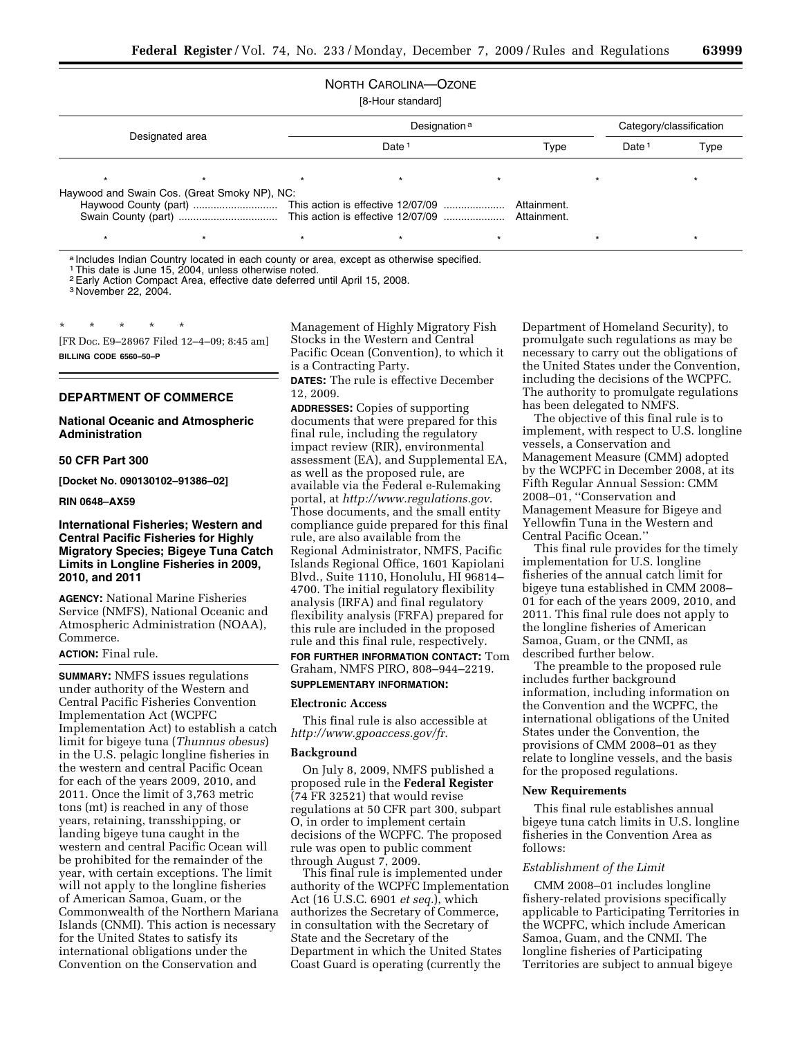## NORTH CAROLINA—OZONE

[8-Hour standard]

| Designated area | Designation [a] | | Category/classification | |
|---|---|---|---|---|
| | Date [1] | Type | Date [1] | Type |
| * * * | * * * | * | * | * |
| Haywood and Swain Cos. (Great Smoky NP), NC: | | | | |
| Haywood County (part) | This action is effective 12/07/09 | Attainment. | | |
| Swain County (part) | This action is effective 12/07/09 | Attainment. | | |
| * * * | * * * | * | * | * |

[a] Includes Indian Country located in each county or area, except as otherwise specified.
[1] This date is June 15, 2004, unless otherwise noted.
[2] Early Action Compact Area, effective date deferred until April 15, 2008.
[3] November 22, 2004.

\* \* \* \* \*

[FR Doc. E9–28967 Filed 12–4–09; 8:45 am]

**BILLING CODE 6560–50–P**

---

## DEPARTMENT OF COMMERCE

### National Oceanic and Atmospheric Administration

### 50 CFR Part 300

**[Docket No. 090130102–91386–02]**

**RIN 0648–AX59**

### International Fisheries; Western and Central Pacific Fisheries for Highly Migratory Species; Bigeye Tuna Catch Limits in Longline Fisheries in 2009, 2010, and 2011

**AGENCY:** National Marine Fisheries Service (NMFS), National Oceanic and Atmospheric Administration (NOAA), Commerce.

**ACTION:** Final rule.

**SUMMARY:** NMFS issues regulations under authority of the Western and Central Pacific Fisheries Convention Implementation Act (WCPFC Implementation Act) to establish a catch limit for bigeye tuna (*Thunnus obesus*) in the U.S. pelagic longline fisheries in the western and central Pacific Ocean for each of the years 2009, 2010, and 2011. Once the limit of 3,763 metric tons (mt) is reached in any of those years, retaining, transshipping, or landing bigeye tuna caught in the western and central Pacific Ocean will be prohibited for the remainder of the year, with certain exceptions. The limit will not apply to the longline fisheries of American Samoa, Guam, or the Commonwealth of the Northern Mariana Islands (CNMI). This action is necessary for the United States to satisfy its international obligations under the Convention on the Conservation and Management of Highly Migratory Fish Stocks in the Western and Central Pacific Ocean (Convention), to which it is a Contracting Party.

**DATES:** The rule is effective December 12, 2009.

**ADDRESSES:** Copies of supporting documents that were prepared for this final rule, including the regulatory impact review (RIR), environmental assessment (EA), and Supplemental EA, as well as the proposed rule, are available via the Federal e-Rulemaking portal, at *http://www.regulations.gov*. Those documents, and the small entity compliance guide prepared for this final rule, are also available from the Regional Administrator, NMFS, Pacific Islands Regional Office, 1601 Kapiolani Blvd., Suite 1110, Honolulu, HI 96814–4700. The initial regulatory flexibility analysis (IRFA) and final regulatory flexibility analysis (FRFA) prepared for this rule are included in the proposed rule and this final rule, respectively.

**FOR FURTHER INFORMATION CONTACT:** Tom Graham, NMFS PIRO, 808–944–2219.

**SUPPLEMENTARY INFORMATION:**

#### Electronic Access

This final rule is also accessible at *http://www.gpoaccess.gov/fr.*

#### Background

On July 8, 2009, NMFS published a proposed rule in the **Federal Register** (74 FR 32521) that would revise regulations at 50 CFR part 300, subpart O, in order to implement certain decisions of the WCPFC. The proposed rule was open to public comment through August 7, 2009.

This final rule is implemented under authority of the WCPFC Implementation Act (16 U.S.C. 6901 *et seq.*), which authorizes the Secretary of Commerce, in consultation with the Secretary of State and the Secretary of the Department in which the United States Coast Guard is operating (currently the Department of Homeland Security), to promulgate such regulations as may be necessary to carry out the obligations of the United States under the Convention, including the decisions of the WCPFC. The authority to promulgate regulations has been delegated to NMFS.

The objective of this final rule is to implement, with respect to U.S. longline vessels, a Conservation and Management Measure (CMM) adopted by the WCPFC in December 2008, at its Fifth Regular Annual Session: CMM 2008–01, "Conservation and Management Measure for Bigeye and Yellowfin Tuna in the Western and Central Pacific Ocean."

This final rule provides for the timely implementation for U.S. longline fisheries of the annual catch limit for bigeye tuna established in CMM 2008–01 for each of the years 2009, 2010, and 2011. This final rule does not apply to the longline fisheries of American Samoa, Guam, or the CNMI, as described further below.

The preamble to the proposed rule includes further background information, including information on the Convention and the WCPFC, the international obligations of the United States under the Convention, the provisions of CMM 2008–01 as they relate to longline vessels, and the basis for the proposed regulations.

#### New Requirements

This final rule establishes annual bigeye tuna catch limits in U.S. longline fisheries in the Convention Area as follows:

*Establishment of the Limit*

CMM 2008–01 includes longline fishery-related provisions specifically applicable to Participating Territories in the WCPFC, which include American Samoa, Guam, and the CNMI. The longline fisheries of Participating Territories are subject to annual bigeye